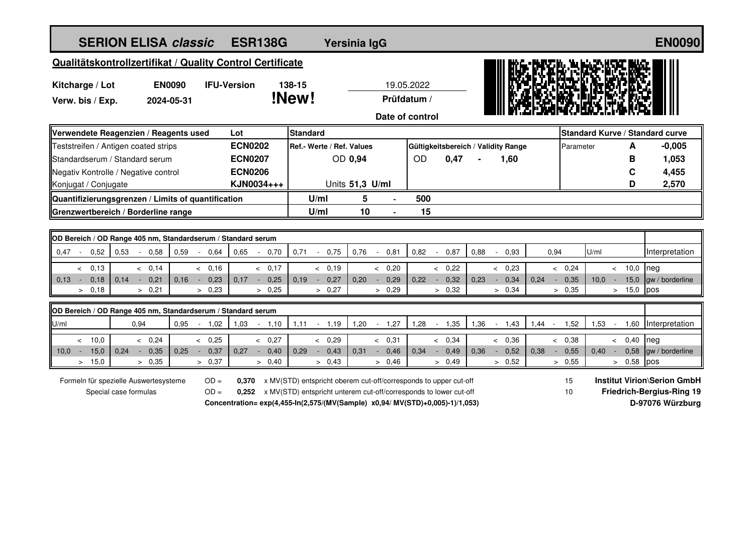# SERION ELISA *classic* ESR138G Yersinia IgG EN0090

## Qualitätskontrollzertifikat / Quality Control Certificate

**Kitcharge / Lot** **EN0090** **IFU-Version** **138-15** **!New!**

**Verw. bis / Exp.** **2024-05-31**

19.05.2022
**Prüfdatum / Date of control**

| Verwendete Reagenzien / Reagents used | Lot | Standard | | | | Standard Kurve / Standard curve | | |
|---|---|---|---|---|---|---|---|---|
| Teststreifen / Antigen coated strips | **ECN0202** | Ref.- Werte / Ref. Values | | Gültigkeitsbereich / Validity Range | | Parameter | **A** | **-0,005** |
| Standardserum / Standard serum | **ECN0207** | OD **0,94** | | OD **0,47 - 1,60** | | | **B** | **1,053** |
| Negativ Kontrolle / Negative control | **ECN0206** | | | | | | **C** | **4,455** |
| Konjugat / Conjugate | **KJN0034+++** | Units **51,3 U/ml** | | | | | **D** | **2,570** |
| **Quantifizierungsgrenzen / Limits of quantification** | | **U/ml** | **5 - 500** | | | | | |
| **Grenzwertbereich / Borderline range** | | **U/ml** | **10 - 15** | | | | | |

| OD Bereich / OD Range 405 nm, Standardserum / Standard serum | | | | | | | | | | | |
|---|---|---|---|---|---|---|---|---|---|---|---|
| 0,47 - 0,52 | 0,53 - 0,58 | 0,59 - 0,64 | 0,65 - 0,70 | 0,71 - 0,75 | 0,76 - 0,81 | 0,82 - 0,87 | 0,88 - 0,93 | 0,94 | U/ml | Interpretation |
| < 0,13 | < 0,14 | < 0,16 | < 0,17 | < 0,19 | < 0,20 | < 0,22 | < 0,23 | < 0,24 | < 10,0 | neg |
| 0,13 - 0,18 | 0,14 - 0,21 | 0,16 - 0,23 | 0,17 - 0,25 | 0,19 - 0,27 | 0,20 - 0,29 | 0,22 - 0,32 | 0,23 - 0,34 | 0,24 - 0,35 | 10,0 - 15,0 | gw / borderline |
| > 0,18 | > 0,21 | > 0,23 | > 0,25 | > 0,27 | > 0,29 | > 0,32 | > 0,34 | > 0,35 | > 15,0 | pos |

| OD Bereich / OD Range 405 nm, Standardserum / Standard serum | | | | | | | | | | |
|---|---|---|---|---|---|---|---|---|---|---|
| U/ml | 0,94 | 0,95 - 1,02 | 1,03 - 1,10 | 1,11 - 1,19 | 1,20 - 1,27 | 1,28 - 1,35 | 1,36 - 1,43 | 1,44 - 1,52 | 1,53 - 1,60 | Interpretation |
| < 10,0 | < 0,24 | < 0,25 | < 0,27 | < 0,29 | < 0,31 | < 0,34 | < 0,36 | < 0,38 | < 0,40 | neg |
| 10,0 - 15,0 | 0,24 - 0,35 | 0,25 - 0,37 | 0,27 - 0,40 | 0,29 - 0,43 | 0,31 - 0,46 | 0,34 - 0,49 | 0,36 - 0,52 | 0,38 - 0,55 | 0,40 - 0,58 | gw / borderline |
| > 15,0 | > 0,35 | > 0,37 | > 0,40 | > 0,43 | > 0,46 | > 0,49 | > 0,52 | > 0,55 | > 0,58 | pos |

Formeln für spezielle Auswertesysteme / Special case formulas

OD = **0,370** x MV(STD) entspricht oberem cut-off/corresponds to upper cut-off 15

OD = **0,252** x MV(STD) entspricht unterem cut-off/corresponds to lower cut-off 10

**Concentration= exp(4,455-ln(2,575/(MV(Sample) x0,94/ MV(STD)+0,005)-1)/1,053)**

**Institut Virion\Serion GmbH**
**Friedrich-Bergius-Ring 19**
**D-97076 Würzburg**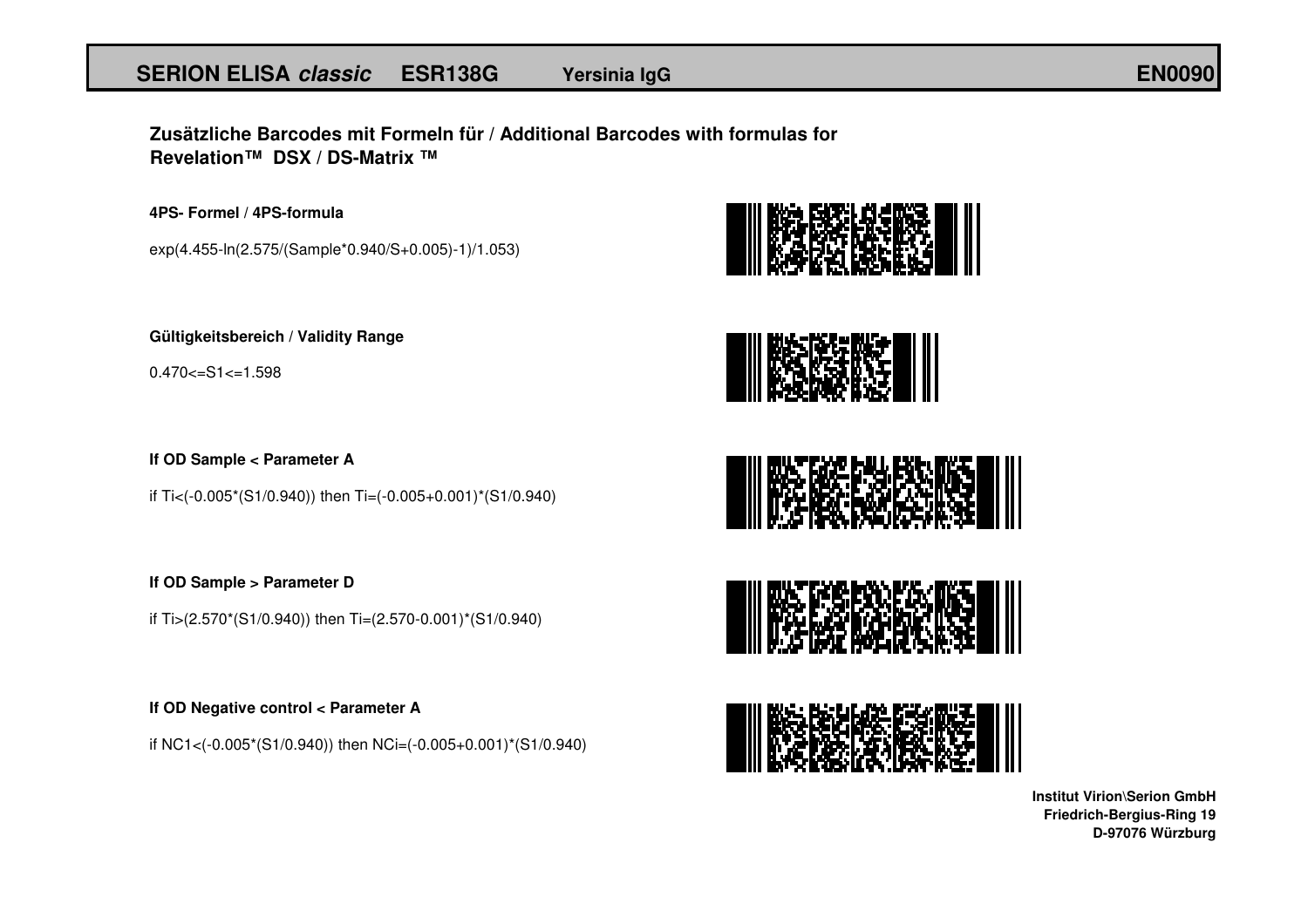# SERION ELISA *classic* ESR138G Yersinia IgG EN0090

## Zusätzliche Barcodes mit Formeln für / Additional Barcodes with formulas for Revelation™ DSX / DS-Matrix ™

**4PS- Formel / 4PS-formula**

exp(4.455-ln(2.575/(Sample*0.940/S+0.005)-1)/1.053)

**Gültigkeitsbereich / Validity Range**

0.470<=S1<=1.598

**If OD Sample < Parameter A**

if Ti<(-0.005*(S1/0.940)) then Ti=(-0.005+0.001)*(S1/0.940)

**If OD Sample > Parameter D**

if Ti>(2.570*(S1/0.940)) then Ti=(2.570-0.001)*(S1/0.940)

**If OD Negative control < Parameter A**

if NC1<(-0.005*(S1/0.940)) then NCi=(-0.005+0.001)*(S1/0.940)

**Institut Virion\Serion GmbH**
**Friedrich-Bergius-Ring 19**
**D-97076 Würzburg**